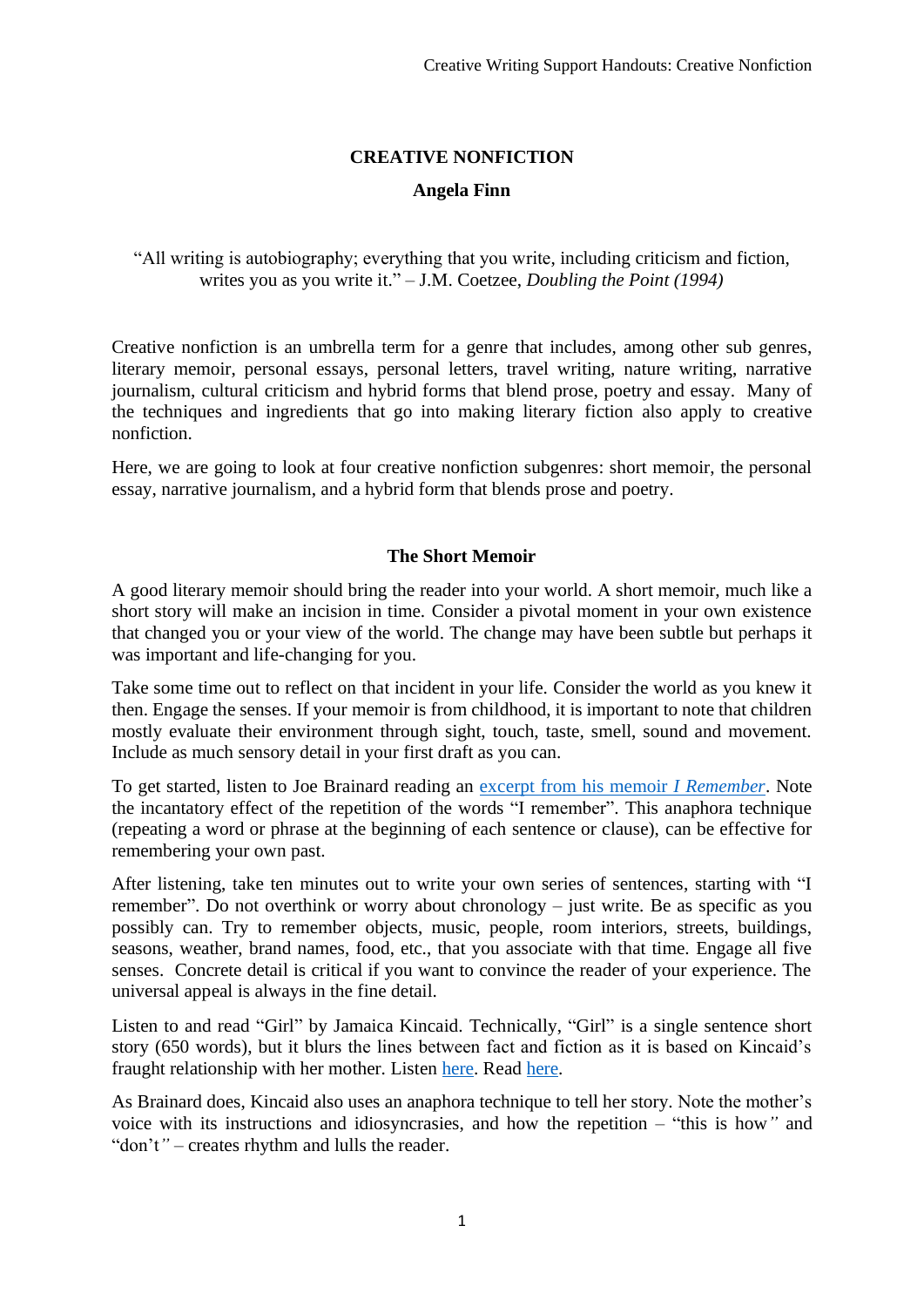# CREATIVE NONFICTION

**Angela Finn**

"All writing is autobiography; everything that you write, including criticism and fiction, writes you as you write it." – J.M. Coetzee, *Doubling the Point (1994)*

Creative nonfiction is an umbrella term for a genre that includes, among other sub genres, literary memoir, personal essays, personal letters, travel writing, nature writing, narrative journalism, cultural criticism and hybrid forms that blend prose, poetry and essay. Many of the techniques and ingredients that go into making literary fiction also apply to creative nonfiction.

Here, we are going to look at four creative nonfiction subgenres: short memoir, the personal essay, narrative journalism, and a hybrid form that blends prose and poetry.

## The Short Memoir

A good literary memoir should bring the reader into your world. A short memoir, much like a short story will make an incision in time. Consider a pivotal moment in your own existence that changed you or your view of the world. The change may have been subtle but perhaps it was important and life-changing for you.

Take some time out to reflect on that incident in your life. Consider the world as you knew it then. Engage the senses. If your memoir is from childhood, it is important to note that children mostly evaluate their environment through sight, touch, taste, smell, sound and movement. Include as much sensory detail in your first draft as you can.

To get started, listen to Joe Brainard reading an excerpt from his memoir *I Remember*. Note the incantatory effect of the repetition of the words "I remember". This anaphora technique (repeating a word or phrase at the beginning of each sentence or clause), can be effective for remembering your own past.

After listening, take ten minutes out to write your own series of sentences, starting with "I remember". Do not overthink or worry about chronology – just write. Be as specific as you possibly can. Try to remember objects, music, people, room interiors, streets, buildings, seasons, weather, brand names, food, etc., that you associate with that time. Engage all five senses. Concrete detail is critical if you want to convince the reader of your experience. The universal appeal is always in the fine detail.

Listen to and read "Girl" by Jamaica Kincaid. Technically, "Girl" is a single sentence short story (650 words), but it blurs the lines between fact and fiction as it is based on Kincaid's fraught relationship with her mother. Listen here. Read here.

As Brainard does, Kincaid also uses an anaphora technique to tell her story. Note the mother's voice with its instructions and idiosyncrasies, and how the repetition – "this is how*"* and "don't*"* – creates rhythm and lulls the reader.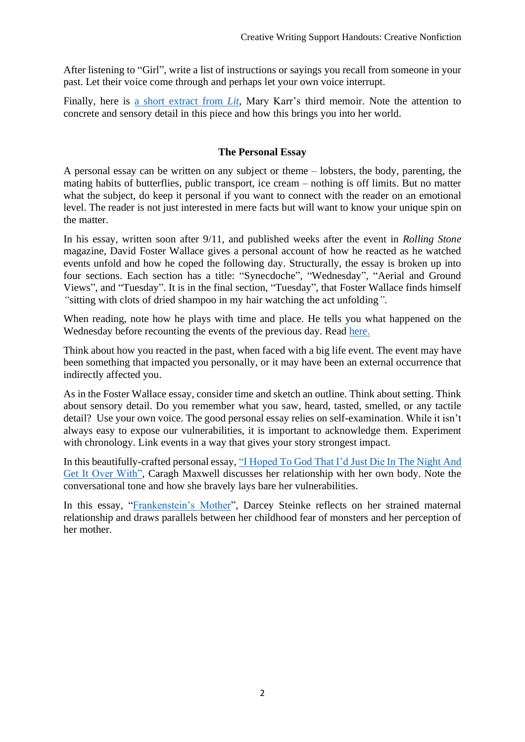After listening to "Girl", write a list of instructions or sayings you recall from someone in your past. Let their voice come through and perhaps let your own voice interrupt.

Finally, here is a short extract from *Lit*, Mary Karr's third memoir. Note the attention to concrete and sensory detail in this piece and how this brings you into her world.

### The Personal Essay

A personal essay can be written on any subject or theme – lobsters, the body, parenting, the mating habits of butterflies, public transport, ice cream – nothing is off limits. But no matter what the subject, do keep it personal if you want to connect with the reader on an emotional level. The reader is not just interested in mere facts but will want to know your unique spin on the matter.

In his essay, written soon after 9/11, and published weeks after the event in *Rolling Stone* magazine, David Foster Wallace gives a personal account of how he reacted as he watched events unfold and how he coped the following day. Structurally, the essay is broken up into four sections. Each section has a title: "Synecdoche", "Wednesday", "Aerial and Ground Views", and "Tuesday". It is in the final section, "Tuesday", that Foster Wallace finds himself *"*sitting with clots of dried shampoo in my hair watching the act unfolding*"*.

When reading, note how he plays with time and place. He tells you what happened on the Wednesday before recounting the events of the previous day. Read here.

Think about how you reacted in the past, when faced with a big life event. The event may have been something that impacted you personally, or it may have been an external occurrence that indirectly affected you.

As in the Foster Wallace essay, consider time and sketch an outline. Think about setting. Think about sensory detail. Do you remember what you saw, heard, tasted, smelled, or any tactile detail? Use your own voice. The good personal essay relies on self-examination. While it isn't always easy to expose our vulnerabilities, it is important to acknowledge them. Experiment with chronology. Link events in a way that gives your story strongest impact.

In this beautifully-crafted personal essay, "I Hoped To God That I'd Just Die In The Night And Get It Over With", Caragh Maxwell discusses her relationship with her own body. Note the conversational tone and how she bravely lays bare her vulnerabilities.

In this essay, "Frankenstein's Mother", Darcey Steinke reflects on her strained maternal relationship and draws parallels between her childhood fear of monsters and her perception of her mother.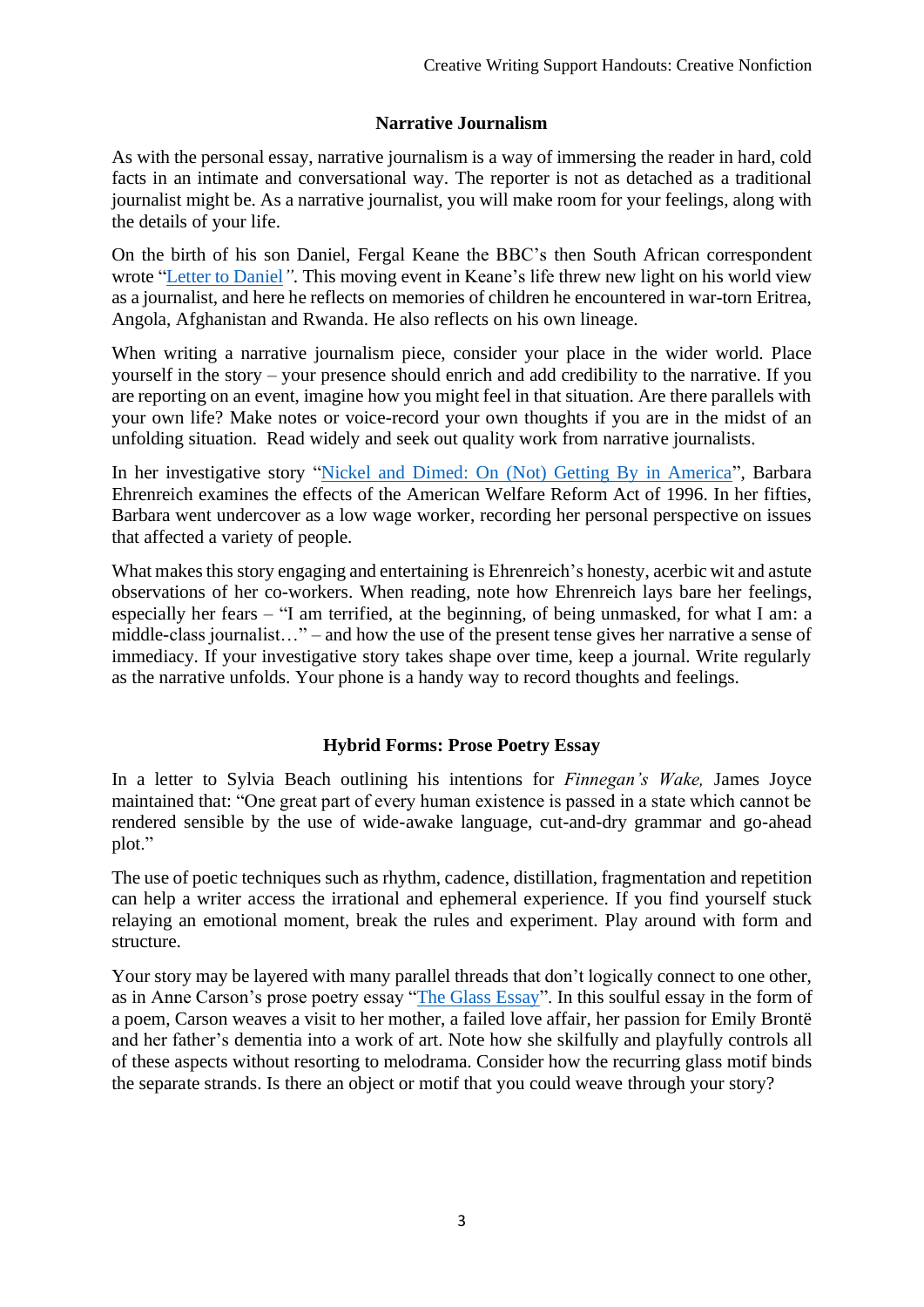## Narrative Journalism

As with the personal essay, narrative journalism is a way of immersing the reader in hard, cold facts in an intimate and conversational way. The reporter is not as detached as a traditional journalist might be. As a narrative journalist, you will make room for your feelings, along with the details of your life.

On the birth of his son Daniel, Fergal Keane the BBC's then South African correspondent wrote "Letter to Daniel". This moving event in Keane's life threw new light on his world view as a journalist, and here he reflects on memories of children he encountered in war-torn Eritrea, Angola, Afghanistan and Rwanda. He also reflects on his own lineage.

When writing a narrative journalism piece, consider your place in the wider world. Place yourself in the story – your presence should enrich and add credibility to the narrative. If you are reporting on an event, imagine how you might feel in that situation. Are there parallels with your own life? Make notes or voice-record your own thoughts if you are in the midst of an unfolding situation. Read widely and seek out quality work from narrative journalists.

In her investigative story "Nickel and Dimed: On (Not) Getting By in America", Barbara Ehrenreich examines the effects of the American Welfare Reform Act of 1996. In her fifties, Barbara went undercover as a low wage worker, recording her personal perspective on issues that affected a variety of people.

What makes this story engaging and entertaining is Ehrenreich's honesty, acerbic wit and astute observations of her co-workers. When reading, note how Ehrenreich lays bare her feelings, especially her fears – "I am terrified, at the beginning, of being unmasked, for what I am: a middle-class journalist…" – and how the use of the present tense gives her narrative a sense of immediacy. If your investigative story takes shape over time, keep a journal. Write regularly as the narrative unfolds. Your phone is a handy way to record thoughts and feelings.

## Hybrid Forms: Prose Poetry Essay

In a letter to Sylvia Beach outlining his intentions for *Finnegan's Wake,* James Joyce maintained that: "One great part of every human existence is passed in a state which cannot be rendered sensible by the use of wide-awake language, cut-and-dry grammar and go-ahead plot."

The use of poetic techniques such as rhythm, cadence, distillation, fragmentation and repetition can help a writer access the irrational and ephemeral experience. If you find yourself stuck relaying an emotional moment, break the rules and experiment. Play around with form and structure.

Your story may be layered with many parallel threads that don't logically connect to one other, as in Anne Carson's prose poetry essay "The Glass Essay". In this soulful essay in the form of a poem, Carson weaves a visit to her mother, a failed love affair, her passion for Emily Brontë and her father's dementia into a work of art. Note how she skilfully and playfully controls all of these aspects without resorting to melodrama. Consider how the recurring glass motif binds the separate strands. Is there an object or motif that you could weave through your story?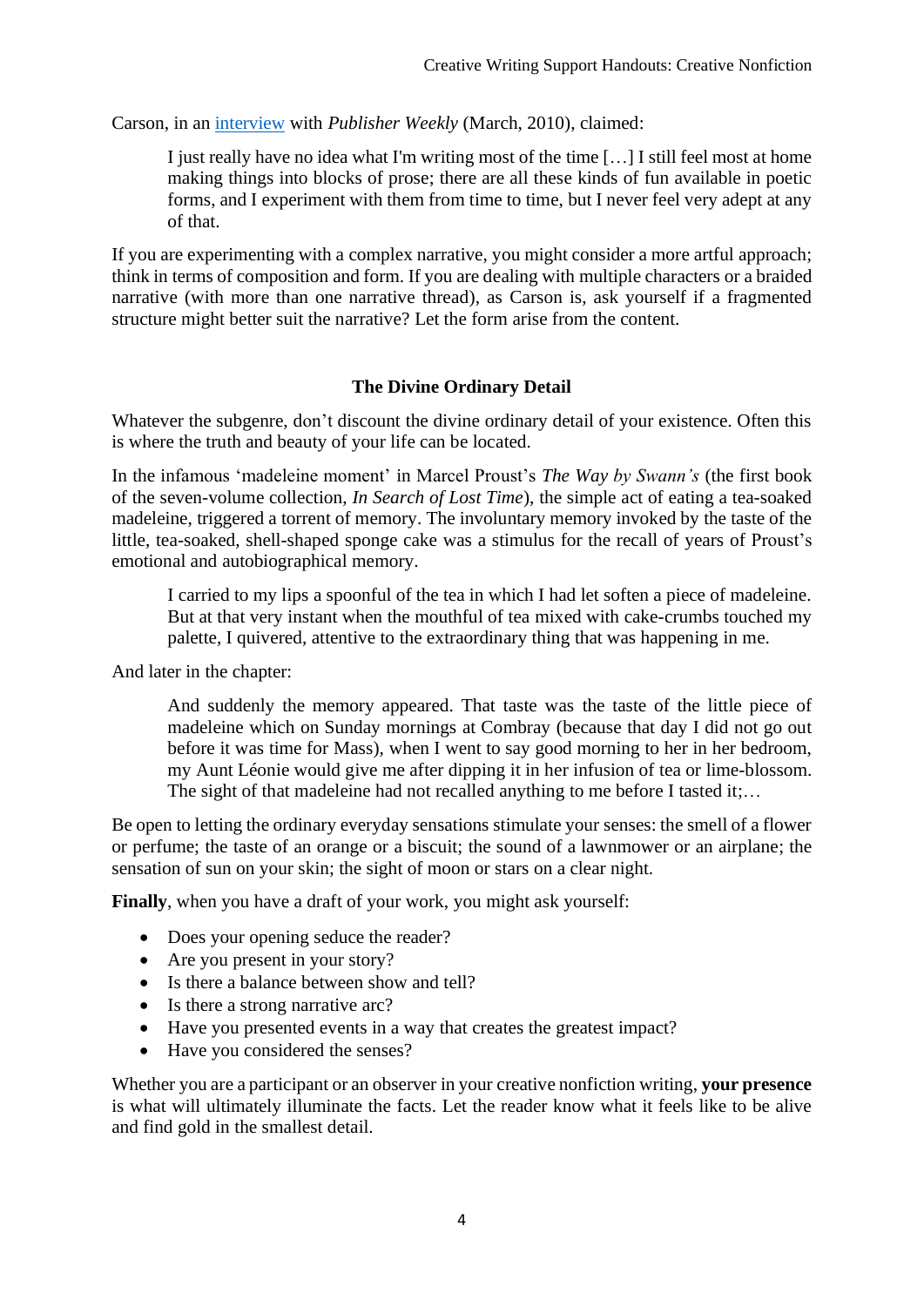Carson, in an interview with *Publisher Weekly* (March, 2010), claimed:

> I just really have no idea what I'm writing most of the time […] I still feel most at home making things into blocks of prose; there are all these kinds of fun available in poetic forms, and I experiment with them from time to time, but I never feel very adept at any of that.

If you are experimenting with a complex narrative, you might consider a more artful approach; think in terms of composition and form. If you are dealing with multiple characters or a braided narrative (with more than one narrative thread), as Carson is, ask yourself if a fragmented structure might better suit the narrative? Let the form arise from the content.

## The Divine Ordinary Detail

Whatever the subgenre, don't discount the divine ordinary detail of your existence. Often this is where the truth and beauty of your life can be located.

In the infamous 'madeleine moment' in Marcel Proust's *The Way by Swann's* (the first book of the seven-volume collection, *In Search of Lost Time*), the simple act of eating a tea-soaked madeleine, triggered a torrent of memory. The involuntary memory invoked by the taste of the little, tea-soaked, shell-shaped sponge cake was a stimulus for the recall of years of Proust's emotional and autobiographical memory.

> I carried to my lips a spoonful of the tea in which I had let soften a piece of madeleine. But at that very instant when the mouthful of tea mixed with cake-crumbs touched my palette, I quivered, attentive to the extraordinary thing that was happening in me.

And later in the chapter:

> And suddenly the memory appeared. That taste was the taste of the little piece of madeleine which on Sunday mornings at Combray (because that day I did not go out before it was time for Mass), when I went to say good morning to her in her bedroom, my Aunt Léonie would give me after dipping it in her infusion of tea or lime-blossom. The sight of that madeleine had not recalled anything to me before I tasted it;…

Be open to letting the ordinary everyday sensations stimulate your senses: the smell of a flower or perfume; the taste of an orange or a biscuit; the sound of a lawnmower or an airplane; the sensation of sun on your skin; the sight of moon or stars on a clear night.

**Finally**, when you have a draft of your work, you might ask yourself:

- Does your opening seduce the reader?
- Are you present in your story?
- Is there a balance between show and tell?
- Is there a strong narrative arc?
- Have you presented events in a way that creates the greatest impact?
- Have you considered the senses?

Whether you are a participant or an observer in your creative nonfiction writing, **your presence** is what will ultimately illuminate the facts. Let the reader know what it feels like to be alive and find gold in the smallest detail.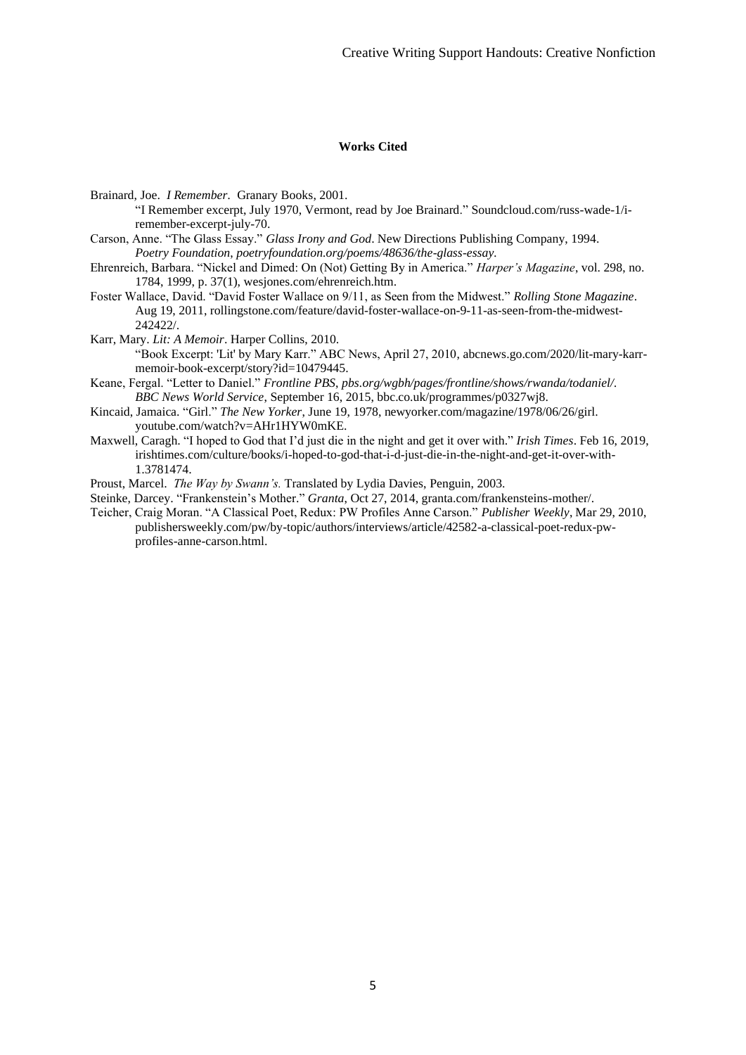**Works Cited**

Brainard, Joe. *I Remember*. Granary Books, 2001.

"I Remember excerpt, July 1970, Vermont, read by Joe Brainard." Soundcloud.com/russ-wade-1/i-remember-excerpt-july-70.

Carson, Anne. "The Glass Essay." *Glass Irony and God*. New Directions Publishing Company, 1994.

*Poetry Foundation*, *poetryfoundation.org/poems/48636/the-glass-essay.*

Ehrenreich, Barbara. "Nickel and Dimed: On (Not) Getting By in America." *Harper's Magazine*, vol. 298, no. 1784, 1999, p. 37(1), wesjones.com/ehrenreich.htm.

Foster Wallace, David. "David Foster Wallace on 9/11, as Seen from the Midwest." *Rolling Stone Magazine*. Aug 19, 2011, rollingstone.com/feature/david-foster-wallace-on-9-11-as-seen-from-the-midwest-242422/.

Karr, Mary. *Lit: A Memoir*. Harper Collins, 2010.

"Book Excerpt: 'Lit' by Mary Karr." ABC News, April 27, 2010, abcnews.go.com/2020/lit-mary-karr-memoir-book-excerpt/story?id=10479445.

Keane, Fergal. "Letter to Daniel." *Frontline PBS*, *pbs.org/wgbh/pages/frontline/shows/rwanda/todaniel/*.

*BBC News World Service*, September 16, 2015, bbc.co.uk/programmes/p0327wj8.

Kincaid, Jamaica. "Girl." *The New Yorker*, June 19, 1978, newyorker.com/magazine/1978/06/26/girl. youtube.com/watch?v=AHr1HYW0mKE.

Maxwell, Caragh. "I hoped to God that I'd just die in the night and get it over with." *Irish Times*. Feb 16, 2019, irishtimes.com/culture/books/i-hoped-to-god-that-i-d-just-die-in-the-night-and-get-it-over-with-1.3781474.

Proust, Marcel. *The Way by Swann's.* Translated by Lydia Davies, Penguin, 2003.

Steinke, Darcey. "Frankenstein's Mother." *Granta*, Oct 27, 2014, granta.com/frankensteins-mother/.

Teicher, Craig Moran. "A Classical Poet, Redux: PW Profiles Anne Carson." *Publisher Weekly*, Mar 29, 2010, publishersweekly.com/pw/by-topic/authors/interviews/article/42582-a-classical-poet-redux-pw-profiles-anne-carson.html.